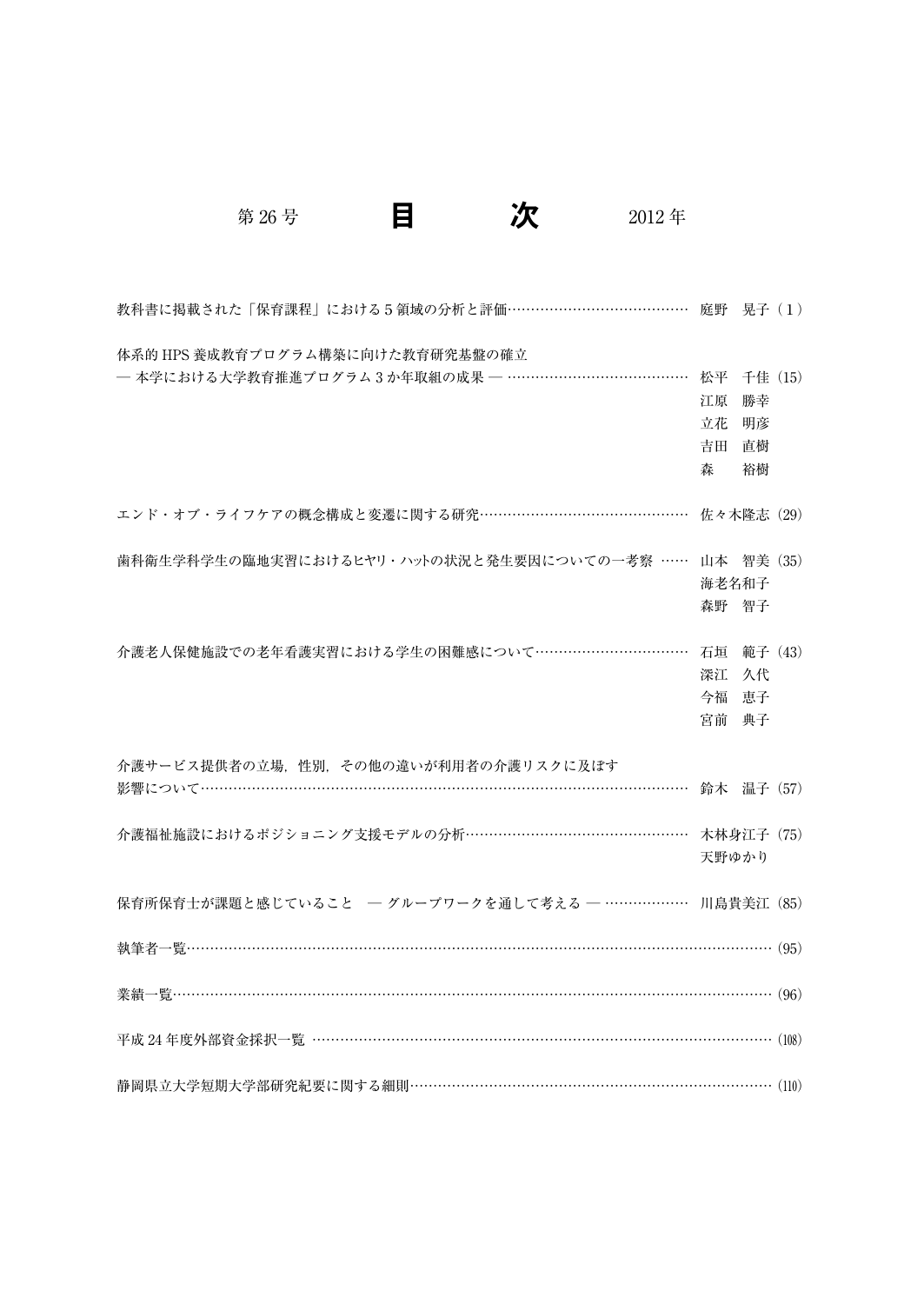# 第 26 号　　目　　次　　2012 年

| | | |
|---|---|---|
| 教科書に掲載された「保育課程」における 5 領域の分析と評価 | 庭野　晃子 | (1) |
| 体系的 HPS 養成教育プログラム構築に向けた教育研究基盤の確立<br>― 本学における大学教育推進プログラム 3 か年取組の成果 ― | 松平　千佳<br>江原　勝幸<br>立花　明彦<br>吉田　直樹<br>森　　裕樹 | (15) |
| エンド・オブ・ライフケアの概念構成と変遷に関する研究 | 佐々木隆志 | (29) |
| 歯科衛生学科学生の臨地実習におけるヒヤリ・ハットの状況と発生要因についての一考察 | 山本　智美<br>海老名和子<br>森野　智子 | (35) |
| 介護老人保健施設での老年看護実習における学生の困難感について | 石垣　範子<br>深江　久代<br>今福　恵子<br>宮前　典子 | (43) |
| 介護サービス提供者の立場，性別，その他の違いが利用者の介護リスクに及ぼす影響について | 鈴木　温子 | (57) |
| 介護福祉施設におけるポジショニング支援モデルの分析 | 木林身江子<br>天野ゆかり | (75) |
| 保育所保育士が課題と感じていること　― グループワークを通して考える ― | 川島貴美江 | (85) |
| 執筆者一覧 | | (95) |
| 業績一覧 | | (96) |
| 平成 24 年度外部資金採択一覧 | | (108) |
| 静岡県立大学短期大学部研究紀要に関する細則 | | (110) |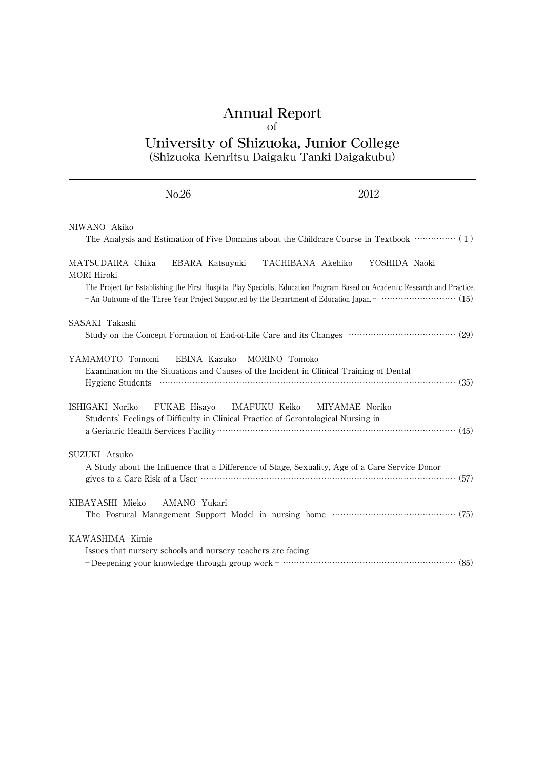# Annual Report
of
# University of Shizuoka, Junior College
(Shizuoka Kenritsu Daigaku Tanki Daigakubu)

---

No.26 2012

---

NIWANO Akiko
The Analysis and Estimation of Five Domains about the Childcare Course in Textbook ……………( 1 )

MATSUDAIRA Chika EBARA Katsuyuki TACHIBANA Akehiko YOSHIDA Naoki MORI Hiroki
The Project for Establishing the First Hospital Play Specialist Education Program Based on Academic Research and Practice. − An Outcome of the Three Year Project Supported by the Department of Education Japan. − ………………………… (15)

SASAKI Takashi
Study on the Concept Formation of End-of-Life Care and its Changes …………………………………… (29)

YAMAMOTO Tomomi EBINA Kazuko MORINO Tomoko
Examination on the Situations and Causes of the Incident in Clinical Training of Dental Hygiene Students ………………………………………………………………………………………… (35)

ISHIGAKI Noriko FUKAE Hisayo IMAFUKU Keiko MIYAMAE Noriko
Students' Feelings of Difficulty in Clinical Practice of Gerontological Nursing in a Geriatric Health Services Facility…………………………………………………………………………… (45)

SUZUKI Atsuko
A Study about the Influence that a Difference of Stage, Sexuality, Age of a Care Service Donor gives to a Care Risk of a User ………………………………………………………………………… (57)

KIBAYASHI Mieko AMANO Yukari
The Postural Management Support Model in nursing home ………………………………………… (75)

KAWASHIMA Kimie
Issues that nursery schools and nursery teachers are facing − Deepening your knowledge through group work − ………………………………………………………… (85)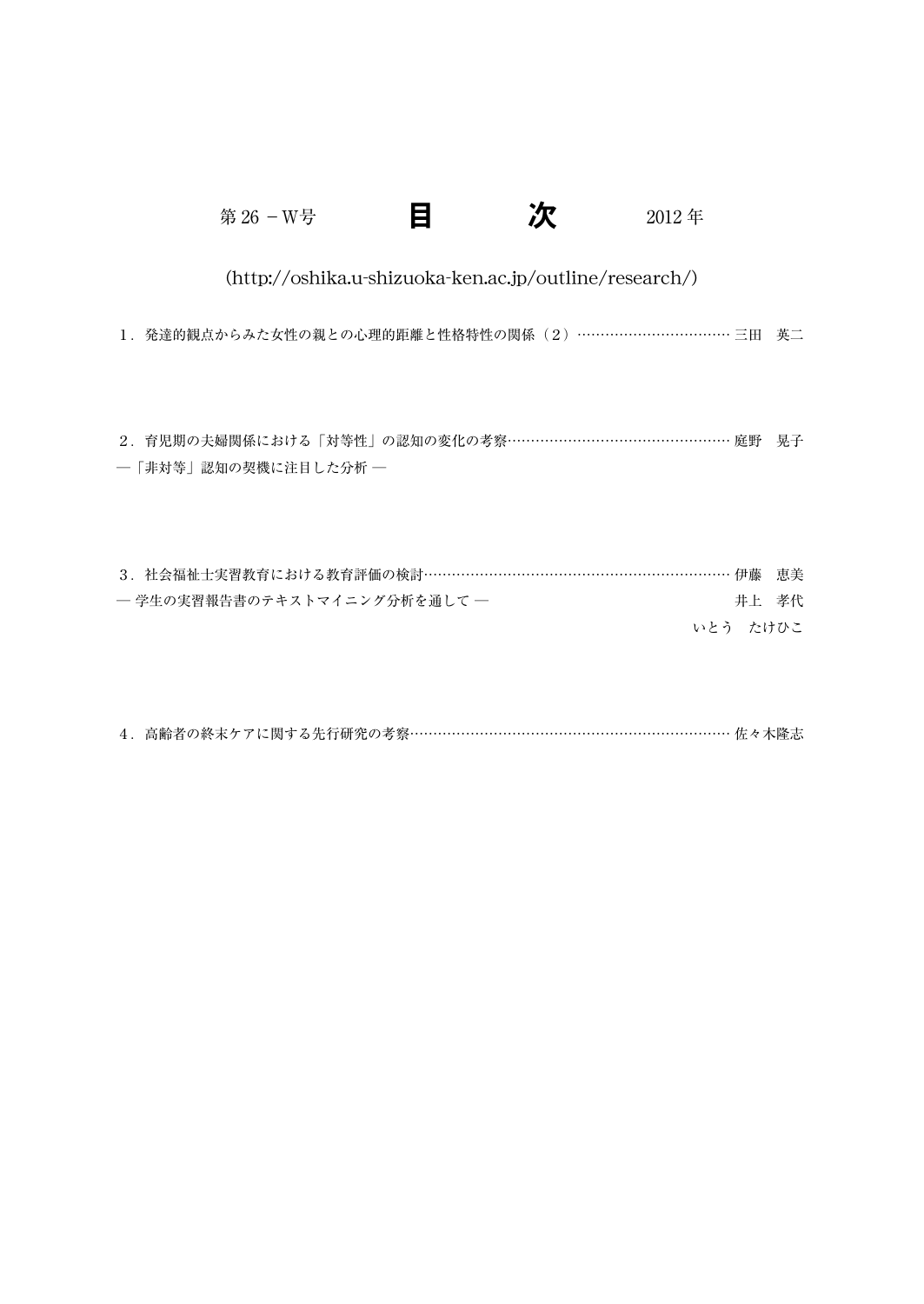第26 －W号　　　　**目　　　次**　　　　2012年

(http://oshika.u-shizuoka-ken.ac.jp/outline/research/)

1．発達的観点からみた女性の親との心理的距離と性格特性の関係（2）…………………………… 三田　英二

2．育児期の夫婦関係における「対等性」の認知の変化の考察………………………………………… 庭野　晃子
―「非対等」認知の契機に注目した分析 ―

3．社会福祉士実習教育における教育評価の検討………………………………………………………… 伊藤　恵美
― 学生の実習報告書のテキストマイニング分析を通して ―　井上　孝代
いとう　たけひこ

4．高齢者の終末ケアに関する先行研究の考察…………………………………………………………… 佐々木隆志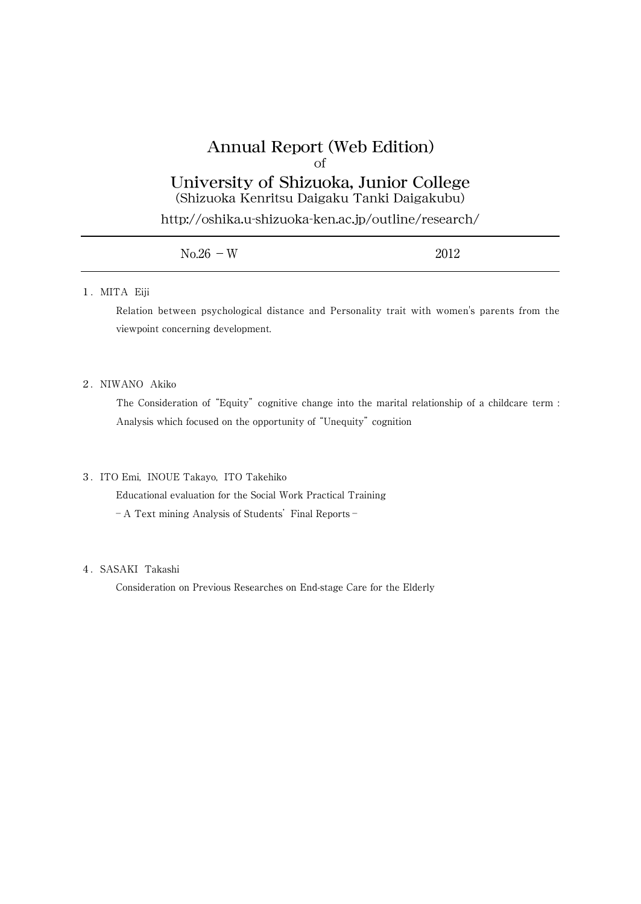# Annual Report (Web Edition)

of

# University of Shizuoka, Junior College

(Shizuoka Kenritsu Daigaku Tanki Daigakubu)

http://oshika.u-shizuoka-ken.ac.jp/outline/research/

---

| No.26 − W | 2012 |
|---|---|

---

1. MITA Eiji

   Relation between psychological distance and Personality trait with women's parents from the viewpoint concerning development.

2. NIWANO Akiko

   The Consideration of "Equity" cognitive change into the marital relationship of a childcare term : Analysis which focused on the opportunity of "Unequity" cognition

3. ITO Emi, INOUE Takayo, ITO Takehiko

   Educational evaluation for the Social Work Practical Training

   − A Text mining Analysis of Students' Final Reports −

4. SASAKI Takashi

   Consideration on Previous Researches on End-stage Care for the Elderly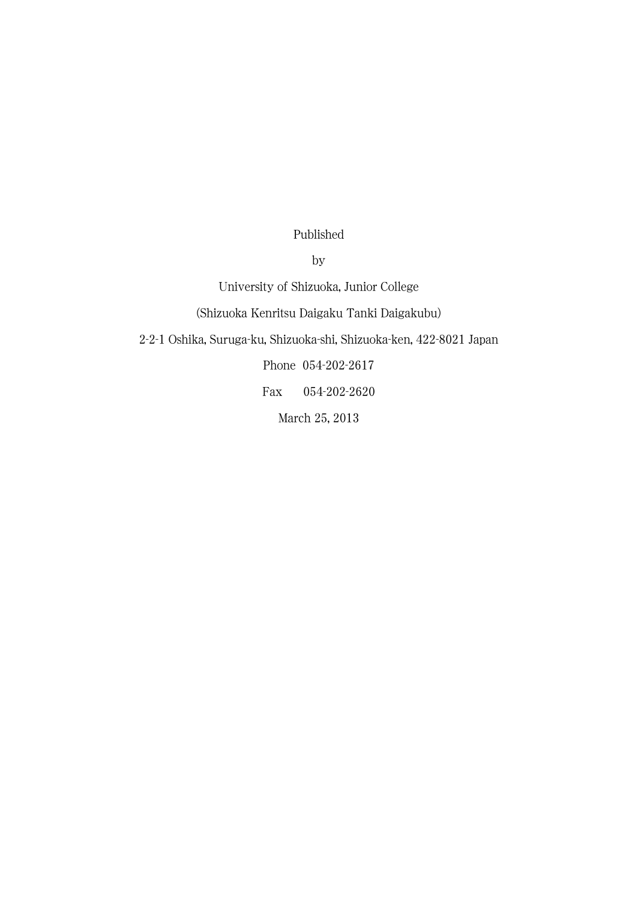Published

by

University of Shizuoka, Junior College

(Shizuoka Kenritsu Daigaku Tanki Daigakubu)

2-2-1 Oshika, Suruga-ku, Shizuoka-shi, Shizuoka-ken, 422-8021 Japan

Phone 054-202-2617

Fax 054-202-2620

March 25, 2013